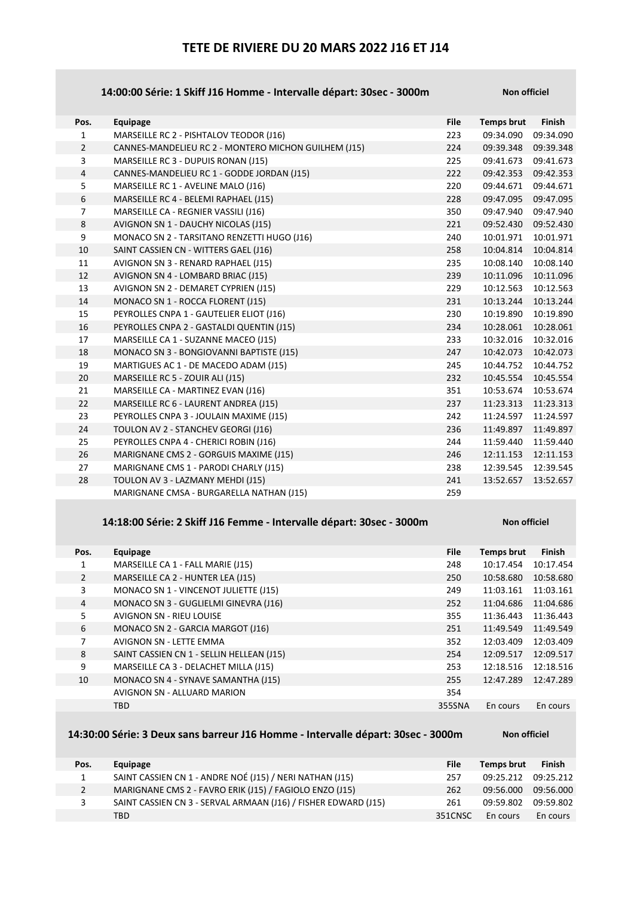# TETE DE RIVIERE DU 20 MARS 2022 J16 ET J14

## 14:00:00 Série: 1 Skiff J16 Homme - Intervalle départ: 30sec - 3000m

**Non officiel**

| Pos. | Equipage | File | Temps brut | Finish |
|---|---|---|---|---|
| 1 | MARSEILLE RC 2 - PISHTALOV TEODOR (J16) | 223 | 09:34.090 | 09:34.090 |
| 2 | CANNES-MANDELIEU RC 2 - MONTERO MICHON GUILHEM (J15) | 224 | 09:39.348 | 09:39.348 |
| 3 | MARSEILLE RC 3 - DUPUIS RONAN (J15) | 225 | 09:41.673 | 09:41.673 |
| 4 | CANNES-MANDELIEU RC 1 - GODDE JORDAN (J15) | 222 | 09:42.353 | 09:42.353 |
| 5 | MARSEILLE RC 1 - AVELINE MALO (J16) | 220 | 09:44.671 | 09:44.671 |
| 6 | MARSEILLE RC 4 - BELEMI RAPHAEL (J15) | 228 | 09:47.095 | 09:47.095 |
| 7 | MARSEILLE CA - REGNIER VASSILI (J16) | 350 | 09:47.940 | 09:47.940 |
| 8 | AVIGNON SN 1 - DAUCHY NICOLAS (J15) | 221 | 09:52.430 | 09:52.430 |
| 9 | MONACO SN 2 - TARSITANO RENZETTI HUGO (J16) | 240 | 10:01.971 | 10:01.971 |
| 10 | SAINT CASSIEN CN - WITTERS GAEL (J16) | 258 | 10:04.814 | 10:04.814 |
| 11 | AVIGNON SN 3 - RENARD RAPHAEL (J15) | 235 | 10:08.140 | 10:08.140 |
| 12 | AVIGNON SN 4 - LOMBARD BRIAC (J15) | 239 | 10:11.096 | 10:11.096 |
| 13 | AVIGNON SN 2 - DEMARET CYPRIEN (J15) | 229 | 10:12.563 | 10:12.563 |
| 14 | MONACO SN 1 - ROCCA FLORENT (J15) | 231 | 10:13.244 | 10:13.244 |
| 15 | PEYROLLES CNPA 1 - GAUTELIER ELIOT (J16) | 230 | 10:19.890 | 10:19.890 |
| 16 | PEYROLLES CNPA 2 - GASTALDI QUENTIN (J15) | 234 | 10:28.061 | 10:28.061 |
| 17 | MARSEILLE CA 1 - SUZANNE MACEO (J15) | 233 | 10:32.016 | 10:32.016 |
| 18 | MONACO SN 3 - BONGIOVANNI BAPTISTE (J15) | 247 | 10:42.073 | 10:42.073 |
| 19 | MARTIGUES AC 1 - DE MACEDO ADAM (J15) | 245 | 10:44.752 | 10:44.752 |
| 20 | MARSEILLE RC 5 - ZOUIR ALI (J15) | 232 | 10:45.554 | 10:45.554 |
| 21 | MARSEILLE CA - MARTINEZ EVAN (J16) | 351 | 10:53.674 | 10:53.674 |
| 22 | MARSEILLE RC 6 - LAURENT ANDREA (J15) | 237 | 11:23.313 | 11:23.313 |
| 23 | PEYROLLES CNPA 3 - JOULAIN MAXIME (J15) | 242 | 11:24.597 | 11:24.597 |
| 24 | TOULON AV 2 - STANCHEV GEORGI (J16) | 236 | 11:49.897 | 11:49.897 |
| 25 | PEYROLLES CNPA 4 - CHERICI ROBIN (J16) | 244 | 11:59.440 | 11:59.440 |
| 26 | MARIGNANE CMS 2 - GORGUIS MAXIME (J15) | 246 | 12:11.153 | 12:11.153 |
| 27 | MARIGNANE CMS 1 - PARODI CHARLY (J15) | 238 | 12:39.545 | 12:39.545 |
| 28 | TOULON AV 3 - LAZMANY MEHDI (J15) | 241 | 13:52.657 | 13:52.657 |
| | MARIGNANE CMSA - BURGARELLA NATHAN (J15) | 259 | | |

## 14:18:00 Série: 2 Skiff J16 Femme - Intervalle départ: 30sec - 3000m

**Non officiel**

| Pos. | Equipage | File | Temps brut | Finish |
|---|---|---|---|---|
| 1 | MARSEILLE CA 1 - FALL MARIE (J15) | 248 | 10:17.454 | 10:17.454 |
| 2 | MARSEILLE CA 2 - HUNTER LEA (J15) | 250 | 10:58.680 | 10:58.680 |
| 3 | MONACO SN 1 - VINCENOT JULIETTE (J15) | 249 | 11:03.161 | 11:03.161 |
| 4 | MONACO SN 3 - GUGLIELMI GINEVRA (J16) | 252 | 11:04.686 | 11:04.686 |
| 5 | AVIGNON SN - RIEU LOUISE | 355 | 11:36.443 | 11:36.443 |
| 6 | MONACO SN 2 - GARCIA MARGOT (J16) | 251 | 11:49.549 | 11:49.549 |
| 7 | AVIGNON SN - LETTE EMMA | 352 | 12:03.409 | 12:03.409 |
| 8 | SAINT CASSIEN CN 1 - SELLIN HELLEAN (J15) | 254 | 12:09.517 | 12:09.517 |
| 9 | MARSEILLE CA 3 - DELACHET MILLA (J15) | 253 | 12:18.516 | 12:18.516 |
| 10 | MONACO SN 4 - SYNAVE SAMANTHA (J15) | 255 | 12:47.289 | 12:47.289 |
| | AVIGNON SN - ALLUARD MARION | 354 | | |
| | TBD | 355SNA | En cours | En cours |

## 14:30:00 Série: 3 Deux sans barreur J16 Homme - Intervalle départ: 30sec - 3000m

**Non officiel**

| Pos. | Equipage | File | Temps brut | Finish |
|---|---|---|---|---|
| 1 | SAINT CASSIEN CN 1 - ANDRE NOÉ (J15) / NERI NATHAN (J15) | 257 | 09:25.212 | 09:25.212 |
| 2 | MARIGNANE CMS 2 - FAVRO ERIK (J15) / FAGIOLO ENZO (J15) | 262 | 09:56.000 | 09:56.000 |
| 3 | SAINT CASSIEN CN 3 - SERVAL ARMAAN (J16) / FISHER EDWARD (J15) | 261 | 09:59.802 | 09:59.802 |
| | TBD | 351CNSC | En cours | En cours |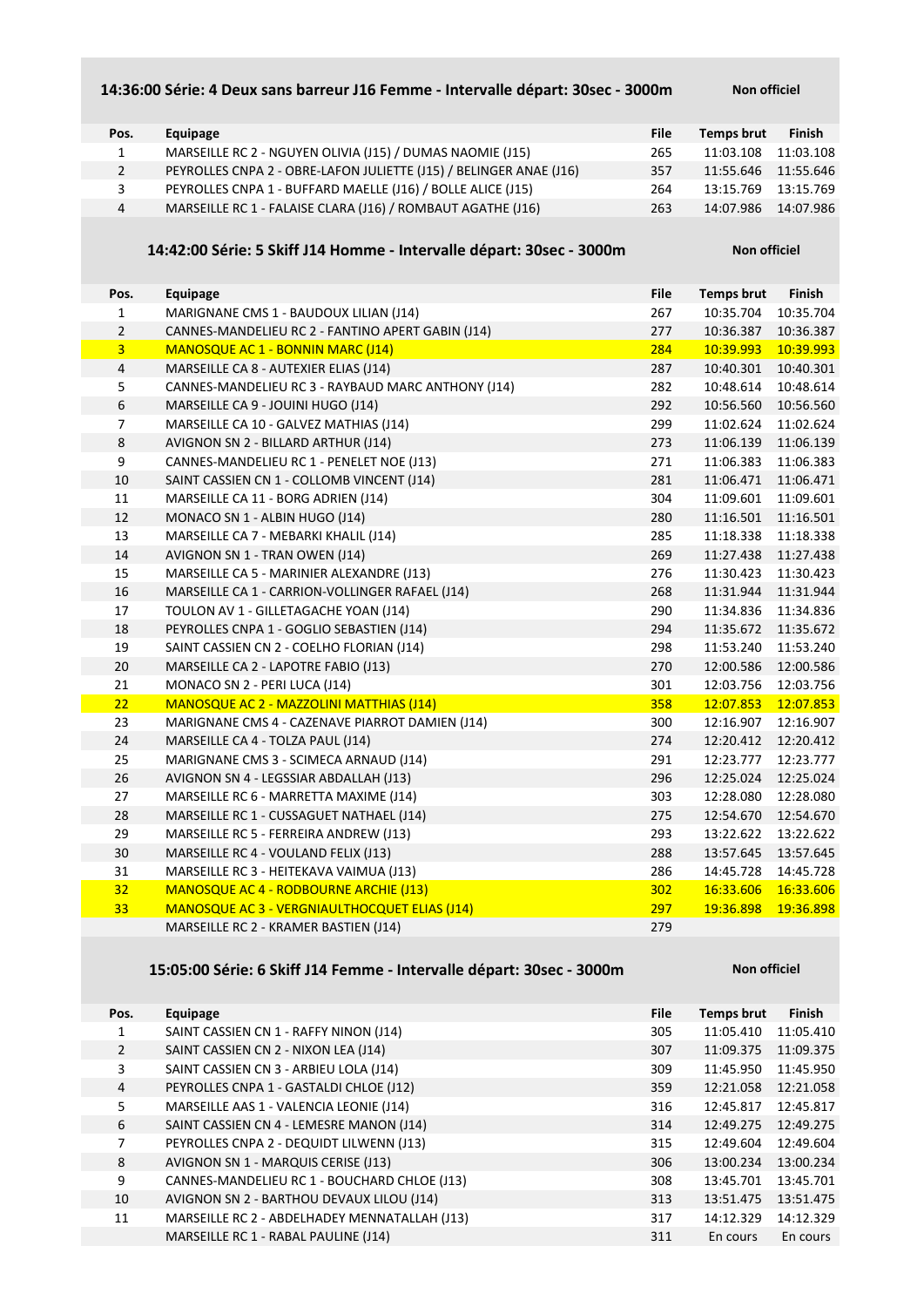## 14:36:00 Série: 4 Deux sans barreur J16 Femme - Intervalle départ: 30sec - 3000m

Non officiel

| Pos. | Equipage | File | Temps brut | Finish |
|---|---|---|---|---|
| 1 | MARSEILLE RC 2 - NGUYEN OLIVIA (J15) / DUMAS NAOMIE (J15) | 265 | 11:03.108 | 11:03.108 |
| 2 | PEYROLLES CNPA 2 - OBRE-LAFON JULIETTE (J15) / BELINGER ANAE (J16) | 357 | 11:55.646 | 11:55.646 |
| 3 | PEYROLLES CNPA 1 - BUFFARD MAELLE (J16) / BOLLE ALICE (J15) | 264 | 13:15.769 | 13:15.769 |
| 4 | MARSEILLE RC 1 - FALAISE CLARA (J16) / ROMBAUT AGATHE (J16) | 263 | 14:07.986 | 14:07.986 |

## 14:42:00 Série: 5 Skiff J14 Homme - Intervalle départ: 30sec - 3000m

Non officiel

| Pos. | Equipage | File | Temps brut | Finish |
|---|---|---|---|---|
| 1 | MARIGNANE CMS 1 - BAUDOUX LILIAN (J14) | 267 | 10:35.704 | 10:35.704 |
| 2 | CANNES-MANDELIEU RC 2 - FANTINO APERT GABIN (J14) | 277 | 10:36.387 | 10:36.387 |
| 3 | MANOSQUE AC 1 - BONNIN MARC (J14) | 284 | 10:39.993 | 10:39.993 |
| 4 | MARSEILLE CA 8 - AUTEXIER ELIAS (J14) | 287 | 10:40.301 | 10:40.301 |
| 5 | CANNES-MANDELIEU RC 3 - RAYBAUD MARC ANTHONY (J14) | 282 | 10:48.614 | 10:48.614 |
| 6 | MARSEILLE CA 9 - JOUINI HUGO (J14) | 292 | 10:56.560 | 10:56.560 |
| 7 | MARSEILLE CA 10 - GALVEZ MATHIAS (J14) | 299 | 11:02.624 | 11:02.624 |
| 8 | AVIGNON SN 2 - BILLARD ARTHUR (J14) | 273 | 11:06.139 | 11:06.139 |
| 9 | CANNES-MANDELIEU RC 1 - PENELET NOE (J13) | 271 | 11:06.383 | 11:06.383 |
| 10 | SAINT CASSIEN CN 1 - COLLOMB VINCENT (J14) | 281 | 11:06.471 | 11:06.471 |
| 11 | MARSEILLE CA 11 - BORG ADRIEN (J14) | 304 | 11:09.601 | 11:09.601 |
| 12 | MONACO SN 1 - ALBIN HUGO (J14) | 280 | 11:16.501 | 11:16.501 |
| 13 | MARSEILLE CA 7 - MEBARKI KHALIL (J14) | 285 | 11:18.338 | 11:18.338 |
| 14 | AVIGNON SN 1 - TRAN OWEN (J14) | 269 | 11:27.438 | 11:27.438 |
| 15 | MARSEILLE CA 5 - MARINIER ALEXANDRE (J13) | 276 | 11:30.423 | 11:30.423 |
| 16 | MARSEILLE CA 1 - CARRION-VOLLINGER RAFAEL (J14) | 268 | 11:31.944 | 11:31.944 |
| 17 | TOULON AV 1 - GILLETAGACHE YOAN (J14) | 290 | 11:34.836 | 11:34.836 |
| 18 | PEYROLLES CNPA 1 - GOGLIO SEBASTIEN (J14) | 294 | 11:35.672 | 11:35.672 |
| 19 | SAINT CASSIEN CN 2 - COELHO FLORIAN (J14) | 298 | 11:53.240 | 11:53.240 |
| 20 | MARSEILLE CA 2 - LAPOTRE FABIO (J13) | 270 | 12:00.586 | 12:00.586 |
| 21 | MONACO SN 2 - PERI LUCA (J14) | 301 | 12:03.756 | 12:03.756 |
| 22 | MANOSQUE AC 2 - MAZZOLINI MATTHIAS (J14) | 358 | 12:07.853 | 12:07.853 |
| 23 | MARIGNANE CMS 4 - CAZENAVE PIARROT DAMIEN (J14) | 300 | 12:16.907 | 12:16.907 |
| 24 | MARSEILLE CA 4 - TOLZA PAUL (J14) | 274 | 12:20.412 | 12:20.412 |
| 25 | MARIGNANE CMS 3 - SCIMECA ARNAUD (J14) | 291 | 12:23.777 | 12:23.777 |
| 26 | AVIGNON SN 4 - LEGSSIAR ABDALLAH (J13) | 296 | 12:25.024 | 12:25.024 |
| 27 | MARSEILLE RC 6 - MARRETTA MAXIME (J14) | 303 | 12:28.080 | 12:28.080 |
| 28 | MARSEILLE RC 1 - CUSSAGUET NATHAEL (J14) | 275 | 12:54.670 | 12:54.670 |
| 29 | MARSEILLE RC 5 - FERREIRA ANDREW (J13) | 293 | 13:22.622 | 13:22.622 |
| 30 | MARSEILLE RC 4 - VOULAND FELIX (J13) | 288 | 13:57.645 | 13:57.645 |
| 31 | MARSEILLE RC 3 - HEITEKAVA VAIMUA (J13) | 286 | 14:45.728 | 14:45.728 |
| 32 | MANOSQUE AC 4 - RODBOURNE ARCHIE (J13) | 302 | 16:33.606 | 16:33.606 |
| 33 | MANOSQUE AC 3 - VERGNIAULTHOCQUET ELIAS (J14) | 297 | 19:36.898 | 19:36.898 |
| | MARSEILLE RC 2 - KRAMER BASTIEN (J14) | 279 | | |

## 15:05:00 Série: 6 Skiff J14 Femme - Intervalle départ: 30sec - 3000m

Non officiel

| Pos. | Equipage | File | Temps brut | Finish |
|---|---|---|---|---|
| 1 | SAINT CASSIEN CN 1 - RAFFY NINON (J14) | 305 | 11:05.410 | 11:05.410 |
| 2 | SAINT CASSIEN CN 2 - NIXON LEA (J14) | 307 | 11:09.375 | 11:09.375 |
| 3 | SAINT CASSIEN CN 3 - ARBIEU LOLA (J14) | 309 | 11:45.950 | 11:45.950 |
| 4 | PEYROLLES CNPA 1 - GASTALDI CHLOE (J12) | 359 | 12:21.058 | 12:21.058 |
| 5 | MARSEILLE AAS 1 - VALENCIA LEONIE (J14) | 316 | 12:45.817 | 12:45.817 |
| 6 | SAINT CASSIEN CN 4 - LEMESRE MANON (J14) | 314 | 12:49.275 | 12:49.275 |
| 7 | PEYROLLES CNPA 2 - DEQUIDT LILWENN (J13) | 315 | 12:49.604 | 12:49.604 |
| 8 | AVIGNON SN 1 - MARQUIS CERISE (J13) | 306 | 13:00.234 | 13:00.234 |
| 9 | CANNES-MANDELIEU RC 1 - BOUCHARD CHLOE (J13) | 308 | 13:45.701 | 13:45.701 |
| 10 | AVIGNON SN 2 - BARTHOU DEVAUX LILOU (J14) | 313 | 13:51.475 | 13:51.475 |
| 11 | MARSEILLE RC 2 - ABDELHADEY MENNATALLAH (J13) | 317 | 14:12.329 | 14:12.329 |
| | MARSEILLE RC 1 - RABAL PAULINE (J14) | 311 | En cours | En cours |